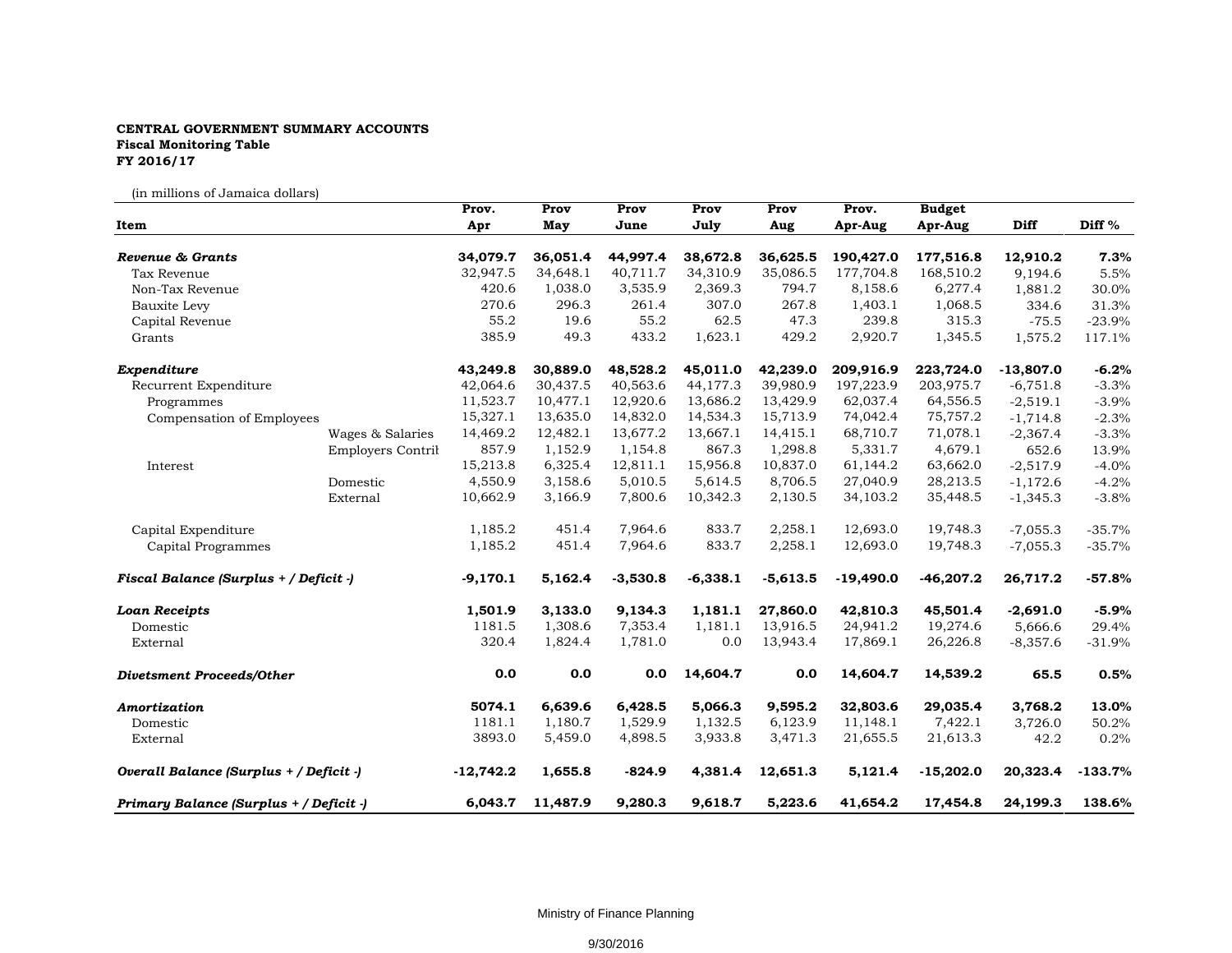**CENTRAL GOVERNMENT SUMMARY ACCOUNTS**
**Fiscal Monitoring Table**
**FY 2016/17**

(in millions of Jamaica dollars)

| Item | | Prov. Apr | Prov May | Prov June | Prov July | Prov Aug | Prov. Apr-Aug | Budget Apr-Aug | Diff | Diff % |
|---|---|---|---|---|---|---|---|---|---|---|
| ***Revenue & Grants*** | | **34,079.7** | **36,051.4** | **44,997.4** | **38,672.8** | **36,625.5** | **190,427.0** | **177,516.8** | **12,910.2** | **7.3%** |
| Tax Revenue | | 32,947.5 | 34,648.1 | 40,711.7 | 34,310.9 | 35,086.5 | 177,704.8 | 168,510.2 | 9,194.6 | 5.5% |
| Non-Tax Revenue | | 420.6 | 1,038.0 | 3,535.9 | 2,369.3 | 794.7 | 8,158.6 | 6,277.4 | 1,881.2 | 30.0% |
| Bauxite Levy | | 270.6 | 296.3 | 261.4 | 307.0 | 267.8 | 1,403.1 | 1,068.5 | 334.6 | 31.3% |
| Capital Revenue | | 55.2 | 19.6 | 55.2 | 62.5 | 47.3 | 239.8 | 315.3 | -75.5 | -23.9% |
| Grants | | 385.9 | 49.3 | 433.2 | 1,623.1 | 429.2 | 2,920.7 | 1,345.5 | 1,575.2 | 117.1% |
| ***Expenditure*** | | **43,249.8** | **30,889.0** | **48,528.2** | **45,011.0** | **42,239.0** | **209,916.9** | **223,724.0** | **-13,807.0** | **-6.2%** |
| Recurrent Expenditure | | 42,064.6 | 30,437.5 | 40,563.6 | 44,177.3 | 39,980.9 | 197,223.9 | 203,975.7 | -6,751.8 | -3.3% |
| Programmes | | 11,523.7 | 10,477.1 | 12,920.6 | 13,686.2 | 13,429.9 | 62,037.4 | 64,556.5 | -2,519.1 | -3.9% |
| Compensation of Employees | | 15,327.1 | 13,635.0 | 14,832.0 | 14,534.3 | 15,713.9 | 74,042.4 | 75,757.2 | -1,714.8 | -2.3% |
| | Wages & Salaries | 14,469.2 | 12,482.1 | 13,677.2 | 13,667.1 | 14,415.1 | 68,710.7 | 71,078.1 | -2,367.4 | -3.3% |
| | Employers Contril | 857.9 | 1,152.9 | 1,154.8 | 867.3 | 1,298.8 | 5,331.7 | 4,679.1 | 652.6 | 13.9% |
| Interest | | 15,213.8 | 6,325.4 | 12,811.1 | 15,956.8 | 10,837.0 | 61,144.2 | 63,662.0 | -2,517.9 | -4.0% |
| | Domestic | 4,550.9 | 3,158.6 | 5,010.5 | 5,614.5 | 8,706.5 | 27,040.9 | 28,213.5 | -1,172.6 | -4.2% |
| | External | 10,662.9 | 3,166.9 | 7,800.6 | 10,342.3 | 2,130.5 | 34,103.2 | 35,448.5 | -1,345.3 | -3.8% |
| Capital Expenditure | | 1,185.2 | 451.4 | 7,964.6 | 833.7 | 2,258.1 | 12,693.0 | 19,748.3 | -7,055.3 | -35.7% |
| Capital Programmes | | 1,185.2 | 451.4 | 7,964.6 | 833.7 | 2,258.1 | 12,693.0 | 19,748.3 | -7,055.3 | -35.7% |
| ***Fiscal Balance (Surplus + / Deficit -)*** | | **-9,170.1** | **5,162.4** | **-3,530.8** | **-6,338.1** | **-5,613.5** | **-19,490.0** | **-46,207.2** | **26,717.2** | **-57.8%** |
| ***Loan Receipts*** | | **1,501.9** | **3,133.0** | **9,134.3** | **1,181.1** | **27,860.0** | **42,810.3** | **45,501.4** | **-2,691.0** | **-5.9%** |
| Domestic | | 1181.5 | 1,308.6 | 7,353.4 | 1,181.1 | 13,916.5 | 24,941.2 | 19,274.6 | 5,666.6 | 29.4% |
| External | | 320.4 | 1,824.4 | 1,781.0 | 0.0 | 13,943.4 | 17,869.1 | 26,226.8 | -8,357.6 | -31.9% |
| ***Divetsment Proceeds/Other*** | | **0.0** | **0.0** | **0.0** | **14,604.7** | **0.0** | **14,604.7** | **14,539.2** | **65.5** | **0.5%** |
| ***Amortization*** | | **5074.1** | **6,639.6** | **6,428.5** | **5,066.3** | **9,595.2** | **32,803.6** | **29,035.4** | **3,768.2** | **13.0%** |
| Domestic | | 1181.1 | 1,180.7 | 1,529.9 | 1,132.5 | 6,123.9 | 11,148.1 | 7,422.1 | 3,726.0 | 50.2% |
| External | | 3893.0 | 5,459.0 | 4,898.5 | 3,933.8 | 3,471.3 | 21,655.5 | 21,613.3 | 42.2 | 0.2% |
| ***Overall Balance (Surplus + / Deficit -)*** | | **-12,742.2** | **1,655.8** | **-824.9** | **4,381.4** | **12,651.3** | **5,121.4** | **-15,202.0** | **20,323.4** | **-133.7%** |
| ***Primary Balance (Surplus + / Deficit -)*** | | **6,043.7** | **11,487.9** | **9,280.3** | **9,618.7** | **5,223.6** | **41,654.2** | **17,454.8** | **24,199.3** | **138.6%** |

Ministry of Finance Planning

9/30/2016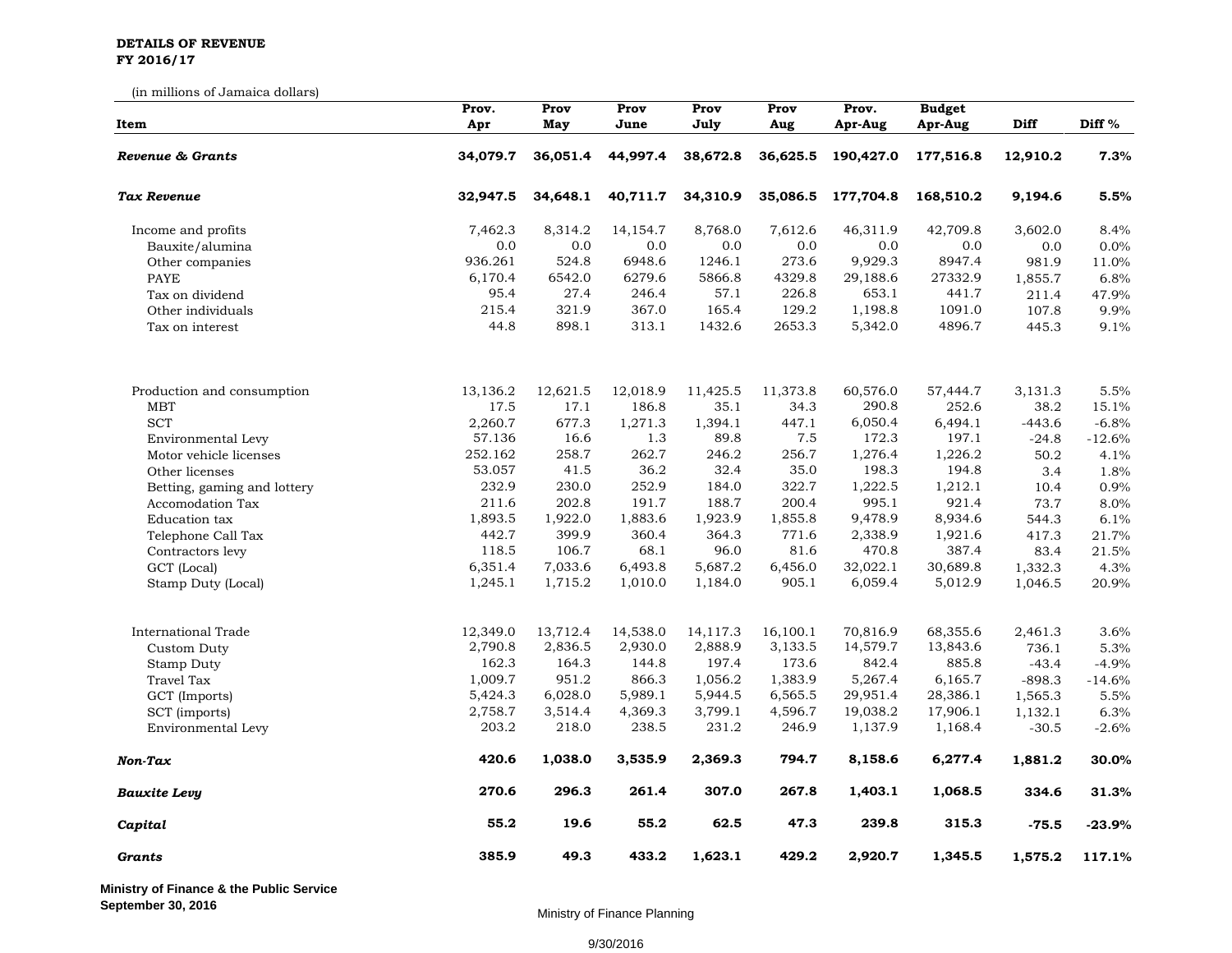**DETAILS OF REVENUE**
**FY 2016/17**

(in millions of Jamaica dollars)

| Item | Prov. Apr | Prov May | Prov June | Prov July | Prov Aug | Prov. Apr-Aug | Budget Apr-Aug | Diff | Diff % |
|---|---|---|---|---|---|---|---|---|---|
| ***Revenue & Grants*** | **34,079.7** | **36,051.4** | **44,997.4** | **38,672.8** | **36,625.5** | **190,427.0** | **177,516.8** | **12,910.2** | **7.3%** |
| ***Tax Revenue*** | **32,947.5** | **34,648.1** | **40,711.7** | **34,310.9** | **35,086.5** | **177,704.8** | **168,510.2** | **9,194.6** | **5.5%** |
| Income and profits | 7,462.3 | 8,314.2 | 14,154.7 | 8,768.0 | 7,612.6 | 46,311.9 | 42,709.8 | 3,602.0 | 8.4% |
| Bauxite/alumina | 0.0 | 0.0 | 0.0 | 0.0 | 0.0 | 0.0 | 0.0 | 0.0 | 0.0% |
| Other companies | 936.261 | 524.8 | 6948.6 | 1246.1 | 273.6 | 9,929.3 | 8947.4 | 981.9 | 11.0% |
| PAYE | 6,170.4 | 6542.0 | 6279.6 | 5866.8 | 4329.8 | 29,188.6 | 27332.9 | 1,855.7 | 6.8% |
| Tax on dividend | 95.4 | 27.4 | 246.4 | 57.1 | 226.8 | 653.1 | 441.7 | 211.4 | 47.9% |
| Other individuals | 215.4 | 321.9 | 367.0 | 165.4 | 129.2 | 1,198.8 | 1091.0 | 107.8 | 9.9% |
| Tax on interest | 44.8 | 898.1 | 313.1 | 1432.6 | 2653.3 | 5,342.0 | 4896.7 | 445.3 | 9.1% |
| Production and consumption | 13,136.2 | 12,621.5 | 12,018.9 | 11,425.5 | 11,373.8 | 60,576.0 | 57,444.7 | 3,131.3 | 5.5% |
| MBT | 17.5 | 17.1 | 186.8 | 35.1 | 34.3 | 290.8 | 252.6 | 38.2 | 15.1% |
| SCT | 2,260.7 | 677.3 | 1,271.3 | 1,394.1 | 447.1 | 6,050.4 | 6,494.1 | -443.6 | -6.8% |
| Environmental Levy | 57.136 | 16.6 | 1.3 | 89.8 | 7.5 | 172.3 | 197.1 | -24.8 | -12.6% |
| Motor vehicle licenses | 252.162 | 258.7 | 262.7 | 246.2 | 256.7 | 1,276.4 | 1,226.2 | 50.2 | 4.1% |
| Other licenses | 53.057 | 41.5 | 36.2 | 32.4 | 35.0 | 198.3 | 194.8 | 3.4 | 1.8% |
| Betting, gaming and lottery | 232.9 | 230.0 | 252.9 | 184.0 | 322.7 | 1,222.5 | 1,212.1 | 10.4 | 0.9% |
| Accomodation Tax | 211.6 | 202.8 | 191.7 | 188.7 | 200.4 | 995.1 | 921.4 | 73.7 | 8.0% |
| Education tax | 1,893.5 | 1,922.0 | 1,883.6 | 1,923.9 | 1,855.8 | 9,478.9 | 8,934.6 | 544.3 | 6.1% |
| Telephone Call Tax | 442.7 | 399.9 | 360.4 | 364.3 | 771.6 | 2,338.9 | 1,921.6 | 417.3 | 21.7% |
| Contractors levy | 118.5 | 106.7 | 68.1 | 96.0 | 81.6 | 470.8 | 387.4 | 83.4 | 21.5% |
| GCT (Local) | 6,351.4 | 7,033.6 | 6,493.8 | 5,687.2 | 6,456.0 | 32,022.1 | 30,689.8 | 1,332.3 | 4.3% |
| Stamp Duty (Local) | 1,245.1 | 1,715.2 | 1,010.0 | 1,184.0 | 905.1 | 6,059.4 | 5,012.9 | 1,046.5 | 20.9% |
| International Trade | 12,349.0 | 13,712.4 | 14,538.0 | 14,117.3 | 16,100.1 | 70,816.9 | 68,355.6 | 2,461.3 | 3.6% |
| Custom Duty | 2,790.8 | 2,836.5 | 2,930.0 | 2,888.9 | 3,133.5 | 14,579.7 | 13,843.6 | 736.1 | 5.3% |
| Stamp Duty | 162.3 | 164.3 | 144.8 | 197.4 | 173.6 | 842.4 | 885.8 | -43.4 | -4.9% |
| Travel Tax | 1,009.7 | 951.2 | 866.3 | 1,056.2 | 1,383.9 | 5,267.4 | 6,165.7 | -898.3 | -14.6% |
| GCT (Imports) | 5,424.3 | 6,028.0 | 5,989.1 | 5,944.5 | 6,565.5 | 29,951.4 | 28,386.1 | 1,565.3 | 5.5% |
| SCT (imports) | 2,758.7 | 3,514.4 | 4,369.3 | 3,799.1 | 4,596.7 | 19,038.2 | 17,906.1 | 1,132.1 | 6.3% |
| Environmental Levy | 203.2 | 218.0 | 238.5 | 231.2 | 246.9 | 1,137.9 | 1,168.4 | -30.5 | -2.6% |
| ***Non-Tax*** | **420.6** | **1,038.0** | **3,535.9** | **2,369.3** | **794.7** | **8,158.6** | **6,277.4** | **1,881.2** | **30.0%** |
| ***Bauxite Levy*** | **270.6** | **296.3** | **261.4** | **307.0** | **267.8** | **1,403.1** | **1,068.5** | **334.6** | **31.3%** |
| ***Capital*** | **55.2** | **19.6** | **55.2** | **62.5** | **47.3** | **239.8** | **315.3** | **-75.5** | **-23.9%** |
| ***Grants*** | **385.9** | **49.3** | **433.2** | **1,623.1** | **429.2** | **2,920.7** | **1,345.5** | **1,575.2** | **117.1%** |

**Ministry of Finance & the Public Service**
**September 30, 2016**

Ministry of Finance Planning

9/30/2016